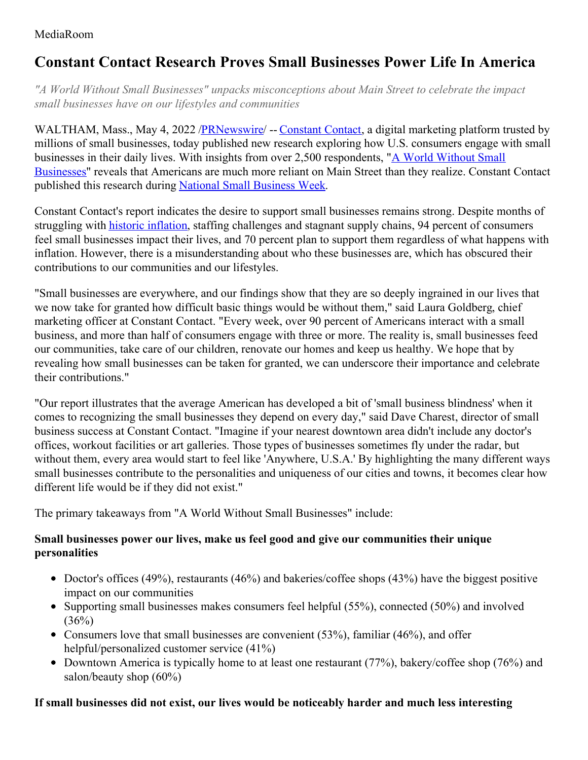MediaRoom

# Constant Contact Research Proves Small Businesses Power Life In America

*"A World Without Small Businesses" unpacks misconceptions about Main Street to celebrate the impact small businesses have on our lifestyles and communities*

WALTHAM, Mass., May 4, 2022 /PRNewswire/ -- Constant Contact, a digital marketing platform trusted by millions of small businesses, today published new research exploring how U.S. consumers engage with small businesses in their daily lives. With insights from over 2,500 respondents, "A World Without Small Businesses" reveals that Americans are much more reliant on Main Street than they realize. Constant Contact published this research during National Small Business Week.

Constant Contact's report indicates the desire to support small businesses remains strong. Despite months of struggling with historic inflation, staffing challenges and stagnant supply chains, 94 percent of consumers feel small businesses impact their lives, and 70 percent plan to support them regardless of what happens with inflation. However, there is a misunderstanding about who these businesses are, which has obscured their contributions to our communities and our lifestyles.

"Small businesses are everywhere, and our findings show that they are so deeply ingrained in our lives that we now take for granted how difficult basic things would be without them," said Laura Goldberg, chief marketing officer at Constant Contact. "Every week, over 90 percent of Americans interact with a small business, and more than half of consumers engage with three or more. The reality is, small businesses feed our communities, take care of our children, renovate our homes and keep us healthy. We hope that by revealing how small businesses can be taken for granted, we can underscore their importance and celebrate their contributions."

"Our report illustrates that the average American has developed a bit of 'small business blindness' when it comes to recognizing the small businesses they depend on every day," said Dave Charest, director of small business success at Constant Contact. "Imagine if your nearest downtown area didn't include any doctor's offices, workout facilities or art galleries. Those types of businesses sometimes fly under the radar, but without them, every area would start to feel like 'Anywhere, U.S.A.' By highlighting the many different ways small businesses contribute to the personalities and uniqueness of our cities and towns, it becomes clear how different life would be if they did not exist."

The primary takeaways from "A World Without Small Businesses" include:

**Small businesses power our lives, make us feel good and give our communities their unique personalities**

- Doctor's offices (49%), restaurants (46%) and bakeries/coffee shops (43%) have the biggest positive impact on our communities
- Supporting small businesses makes consumers feel helpful (55%), connected (50%) and involved (36%)
- Consumers love that small businesses are convenient (53%), familiar (46%), and offer helpful/personalized customer service (41%)
- Downtown America is typically home to at least one restaurant (77%), bakery/coffee shop (76%) and salon/beauty shop (60%)

**If small businesses did not exist, our lives would be noticeably harder and much less interesting**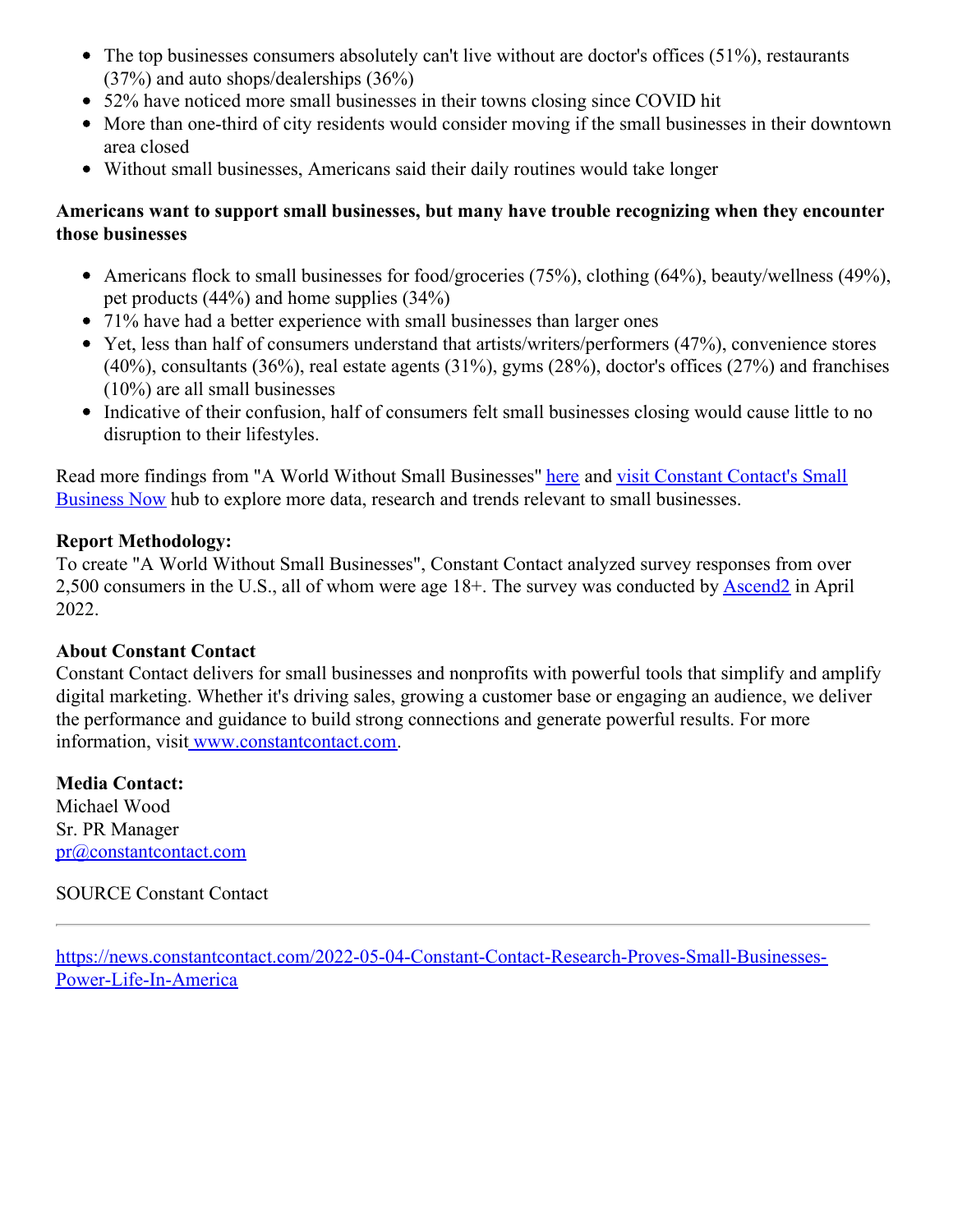- The top businesses consumers absolutely can't live without are doctor's offices (51%), restaurants (37%) and auto shops/dealerships (36%)
- 52% have noticed more small businesses in their towns closing since COVID hit
- More than one-third of city residents would consider moving if the small businesses in their downtown area closed
- Without small businesses, Americans said their daily routines would take longer

**Americans want to support small businesses, but many have trouble recognizing when they encounter those businesses**

- Americans flock to small businesses for food/groceries (75%), clothing (64%), beauty/wellness (49%), pet products (44%) and home supplies (34%)
- 71% have had a better experience with small businesses than larger ones
- Yet, less than half of consumers understand that artists/writers/performers (47%), convenience stores (40%), consultants (36%), real estate agents (31%), gyms (28%), doctor's offices (27%) and franchises (10%) are all small businesses
- Indicative of their confusion, half of consumers felt small businesses closing would cause little to no disruption to their lifestyles.

Read more findings from "A World Without Small Businesses" [here]() and [visit Constant Contact's Small Business Now]() hub to explore more data, research and trends relevant to small businesses.

**Report Methodology:**
To create "A World Without Small Businesses", Constant Contact analyzed survey responses from over 2,500 consumers in the U.S., all of whom were age 18+. The survey was conducted by [Ascend2]() in April 2022.

**About Constant Contact**
Constant Contact delivers for small businesses and nonprofits with powerful tools that simplify and amplify digital marketing. Whether it's driving sales, growing a customer base or engaging an audience, we deliver the performance and guidance to build strong connections and generate powerful results. For more information, visit [www.constantcontact.com](www.constantcontact.com).

**Media Contact:**
Michael Wood
Sr. PR Manager
[pr@constantcontact.com](mailto:pr@constantcontact.com)

SOURCE Constant Contact

---

[https://news.constantcontact.com/2022-05-04-Constant-Contact-Research-Proves-Small-Businesses-Power-Life-In-America](https://news.constantcontact.com/2022-05-04-Constant-Contact-Research-Proves-Small-Businesses-Power-Life-In-America)